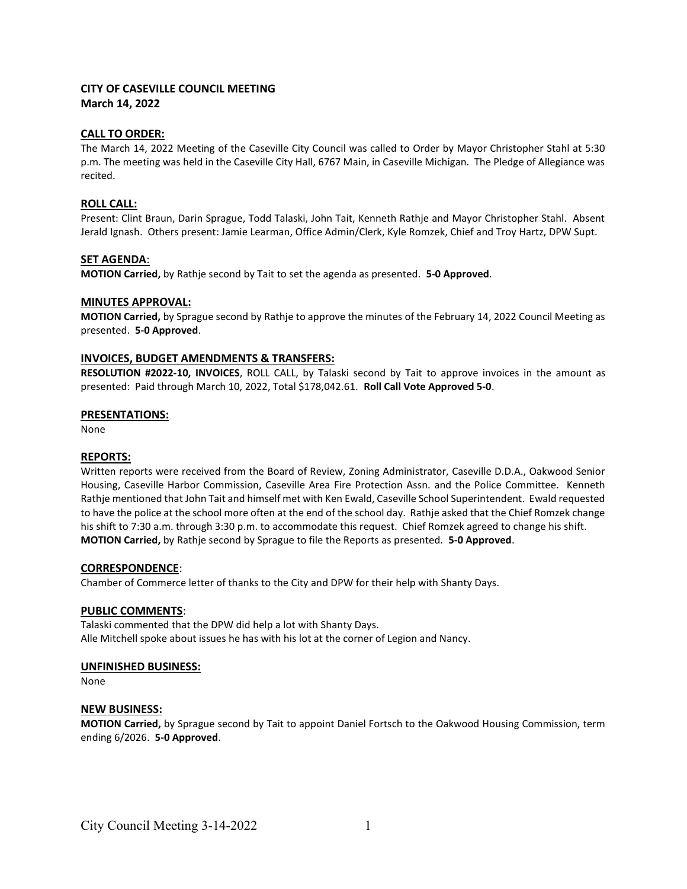# CITY OF CASEVILLE COUNCIL MEETING
**March 14, 2022**

## CALL TO ORDER:

The March 14, 2022 Meeting of the Caseville City Council was called to Order by Mayor Christopher Stahl at 5:30 p.m. The meeting was held in the Caseville City Hall, 6767 Main, in Caseville Michigan. The Pledge of Allegiance was recited.

## ROLL CALL:

Present: Clint Braun, Darin Sprague, Todd Talaski, John Tait, Kenneth Rathje and Mayor Christopher Stahl. Absent Jerald Ignash. Others present: Jamie Learman, Office Admin/Clerk, Kyle Romzek, Chief and Troy Hartz, DPW Supt.

## SET AGENDA:

**MOTION Carried,** by Rathje second by Tait to set the agenda as presented. **5-0 Approved**.

## MINUTES APPROVAL:

**MOTION Carried,** by Sprague second by Rathje to approve the minutes of the February 14, 2022 Council Meeting as presented. **5-0 Approved**.

## INVOICES, BUDGET AMENDMENTS & TRANSFERS:

**RESOLUTION #2022-10, INVOICES**, ROLL CALL, by Talaski second by Tait to approve invoices in the amount as presented: Paid through March 10, 2022, Total $178,042.61. **Roll Call Vote Approved 5-0**.

## PRESENTATIONS:

None

## REPORTS:

Written reports were received from the Board of Review, Zoning Administrator, Caseville D.D.A., Oakwood Senior Housing, Caseville Harbor Commission, Caseville Area Fire Protection Assn. and the Police Committee. Kenneth Rathje mentioned that John Tait and himself met with Ken Ewald, Caseville School Superintendent. Ewald requested to have the police at the school more often at the end of the school day. Rathje asked that the Chief Romzek change his shift to 7:30 a.m. through 3:30 p.m. to accommodate this request. Chief Romzek agreed to change his shift.
**MOTION Carried,** by Rathje second by Sprague to file the Reports as presented. **5-0 Approved**.

## CORRESPONDENCE:

Chamber of Commerce letter of thanks to the City and DPW for their help with Shanty Days.

## PUBLIC COMMENTS:

Talaski commented that the DPW did help a lot with Shanty Days.
Alle Mitchell spoke about issues he has with his lot at the corner of Legion and Nancy.

## UNFINISHED BUSINESS:

None

## NEW BUSINESS:

**MOTION Carried,** by Sprague second by Tait to appoint Daniel Fortsch to the Oakwood Housing Commission, term ending 6/2026. **5-0 Approved**.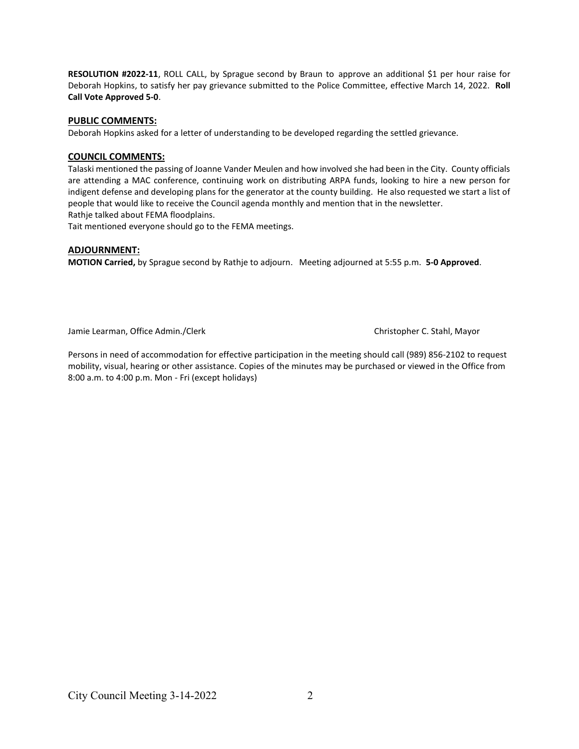**RESOLUTION #2022-11**, ROLL CALL, by Sprague second by Braun to approve an additional $1 per hour raise for Deborah Hopkins, to satisfy her pay grievance submitted to the Police Committee, effective March 14, 2022. **Roll Call Vote Approved 5-0**.

## PUBLIC COMMENTS:

Deborah Hopkins asked for a letter of understanding to be developed regarding the settled grievance.

## COUNCIL COMMENTS:

Talaski mentioned the passing of Joanne Vander Meulen and how involved she had been in the City. County officials are attending a MAC conference, continuing work on distributing ARPA funds, looking to hire a new person for indigent defense and developing plans for the generator at the county building. He also requested we start a list of people that would like to receive the Council agenda monthly and mention that in the newsletter.
Rathje talked about FEMA floodplains.
Tait mentioned everyone should go to the FEMA meetings.

## ADJOURNMENT:

**MOTION Carried,** by Sprague second by Rathje to adjourn. Meeting adjourned at 5:55 p.m. **5-0 Approved**.

Jamie Learman, Office Admin./Clerk

Christopher C. Stahl, Mayor

Persons in need of accommodation for effective participation in the meeting should call (989) 856-2102 to request mobility, visual, hearing or other assistance. Copies of the minutes may be purchased or viewed in the Office from 8:00 a.m. to 4:00 p.m. Mon - Fri (except holidays)